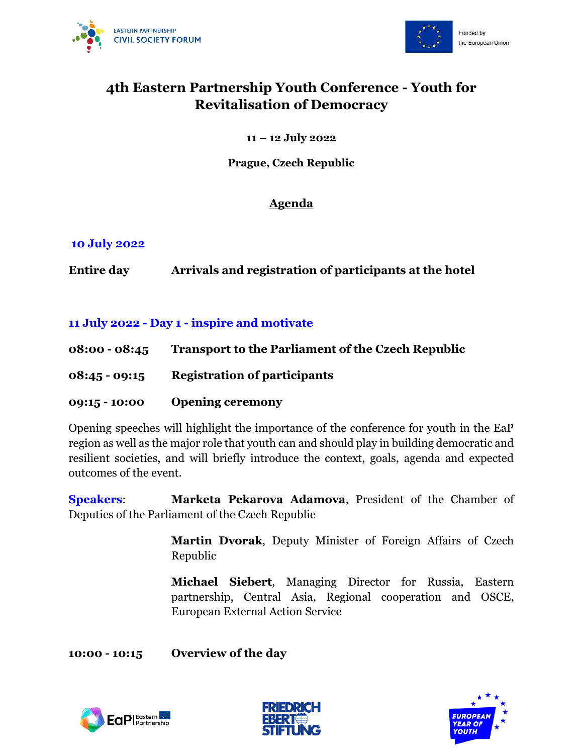# 4th Eastern Partnership Youth Conference - Youth for Revitalisation of Democracy

**11 – 12 July 2022**

**Prague, Czech Republic**

## Agenda

### 10 July 2022

**Entire day** **Arrivals and registration of participants at the hotel**

### 11 July 2022 - Day 1 - inspire and motivate

**08:00 - 08:45** **Transport to the Parliament of the Czech Republic**

**08:45 - 09:15** **Registration of participants**

**09:15 - 10:00** **Opening ceremony**

Opening speeches will highlight the importance of the conference for youth in the EaP region as well as the major role that youth can and should play in building democratic and resilient societies, and will briefly introduce the context, goals, agenda and expected outcomes of the event.

**Speakers**: **Marketa Pekarova Adamova**, President of the Chamber of Deputies of the Parliament of the Czech Republic

**Martin Dvorak**, Deputy Minister of Foreign Affairs of Czech Republic

**Michael Siebert**, Managing Director for Russia, Eastern partnership, Central Asia, Regional cooperation and OSCE, European External Action Service

**10:00 - 10:15** **Overview of the day**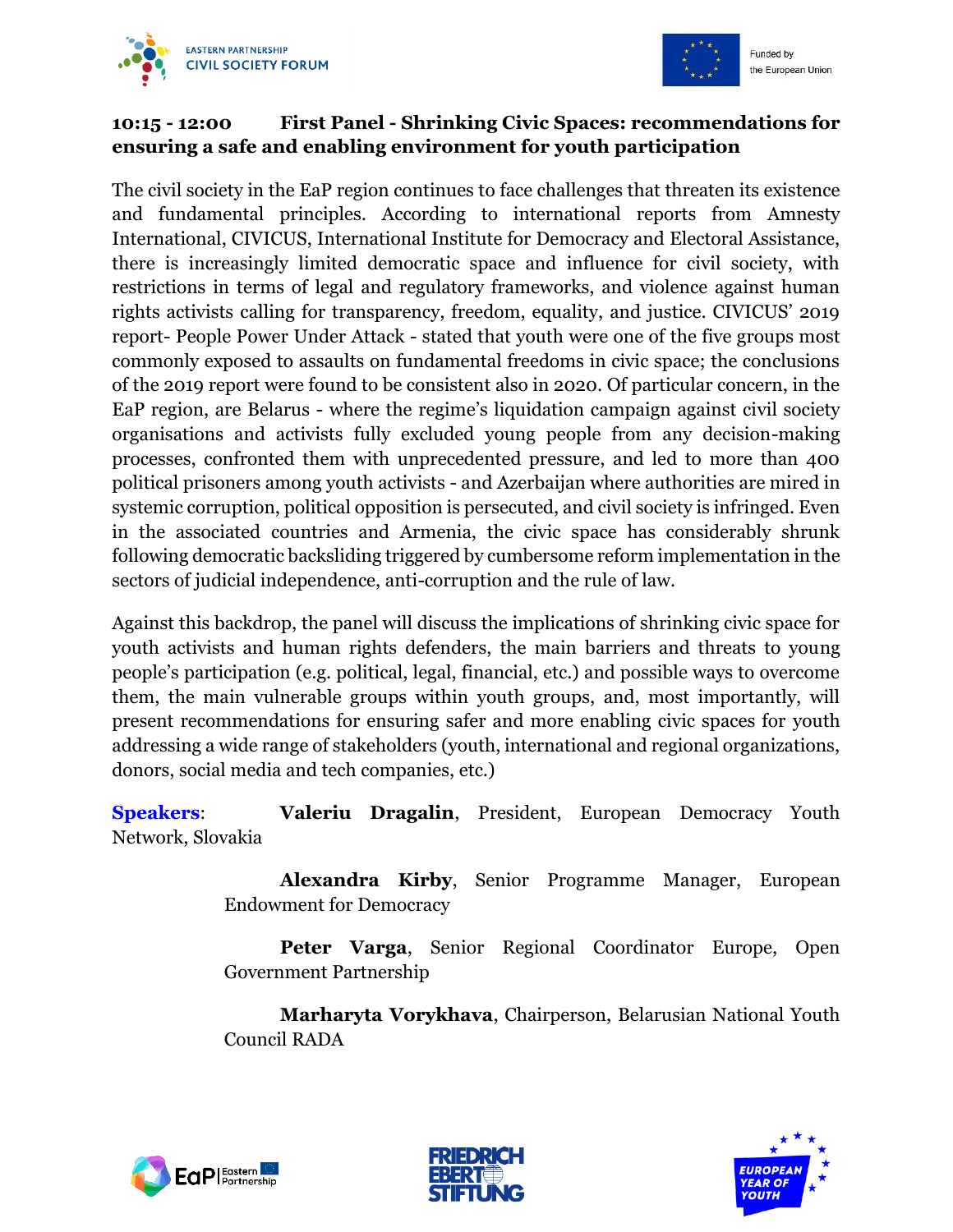## 10:15 - 12:00 First Panel - Shrinking Civic Spaces: recommendations for ensuring a safe and enabling environment for youth participation

The civil society in the EaP region continues to face challenges that threaten its existence and fundamental principles. According to international reports from Amnesty International, CIVICUS, International Institute for Democracy and Electoral Assistance, there is increasingly limited democratic space and influence for civil society, with restrictions in terms of legal and regulatory frameworks, and violence against human rights activists calling for transparency, freedom, equality, and justice. CIVICUS' 2019 report- People Power Under Attack - stated that youth were one of the five groups most commonly exposed to assaults on fundamental freedoms in civic space; the conclusions of the 2019 report were found to be consistent also in 2020. Of particular concern, in the EaP region, are Belarus - where the regime's liquidation campaign against civil society organisations and activists fully excluded young people from any decision-making processes, confronted them with unprecedented pressure, and led to more than 400 political prisoners among youth activists - and Azerbaijan where authorities are mired in systemic corruption, political opposition is persecuted, and civil society is infringed. Even in the associated countries and Armenia, the civic space has considerably shrunk following democratic backsliding triggered by cumbersome reform implementation in the sectors of judicial independence, anti-corruption and the rule of law.

Against this backdrop, the panel will discuss the implications of shrinking civic space for youth activists and human rights defenders, the main barriers and threats to young people's participation (e.g. political, legal, financial, etc.) and possible ways to overcome them, the main vulnerable groups within youth groups, and, most importantly, will present recommendations for ensuring safer and more enabling civic spaces for youth addressing a wide range of stakeholders (youth, international and regional organizations, donors, social media and tech companies, etc.)

**Speakers**: **Valeriu Dragalin**, President, European Democracy Youth Network, Slovakia

**Alexandra Kirby**, Senior Programme Manager, European Endowment for Democracy

**Peter Varga**, Senior Regional Coordinator Europe, Open Government Partnership

**Marharyta Vorykhava**, Chairperson, Belarusian National Youth Council RADA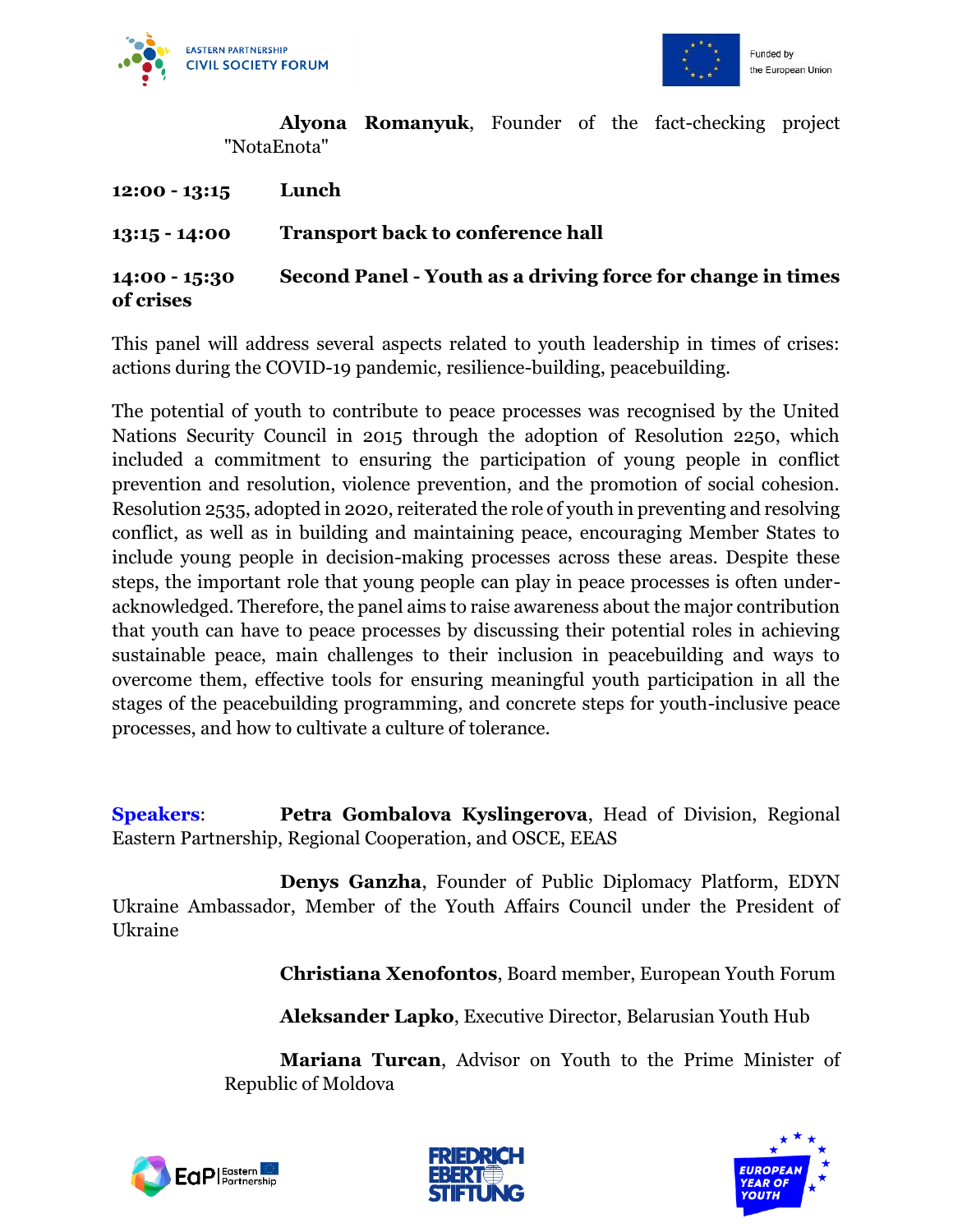**Alyona Romanyuk**, Founder of the fact-checking project "NotaEnota"

**12:00 - 13:15** **Lunch**

**13:15 - 14:00** **Transport back to conference hall**

**14:00 - 15:30** **Second Panel - Youth as a driving force for change in times of crises**

This panel will address several aspects related to youth leadership in times of crises: actions during the COVID-19 pandemic, resilience-building, peacebuilding.

The potential of youth to contribute to peace processes was recognised by the United Nations Security Council in 2015 through the adoption of Resolution 2250, which included a commitment to ensuring the participation of young people in conflict prevention and resolution, violence prevention, and the promotion of social cohesion. Resolution 2535, adopted in 2020, reiterated the role of youth in preventing and resolving conflict, as well as in building and maintaining peace, encouraging Member States to include young people in decision-making processes across these areas. Despite these steps, the important role that young people can play in peace processes is often under-acknowledged. Therefore, the panel aims to raise awareness about the major contribution that youth can have to peace processes by discussing their potential roles in achieving sustainable peace, main challenges to their inclusion in peacebuilding and ways to overcome them, effective tools for ensuring meaningful youth participation in all the stages of the peacebuilding programming, and concrete steps for youth-inclusive peace processes, and how to cultivate a culture of tolerance.

**Speakers**: **Petra Gombalova Kyslingerova**, Head of Division, Regional Eastern Partnership, Regional Cooperation, and OSCE, EEAS

**Denys Ganzha**, Founder of Public Diplomacy Platform, EDYN Ukraine Ambassador, Member of the Youth Affairs Council under the President of Ukraine

**Christiana Xenofontos**, Board member, European Youth Forum

**Aleksander Lapko**, Executive Director, Belarusian Youth Hub

**Mariana Turcan**, Advisor on Youth to the Prime Minister of Republic of Moldova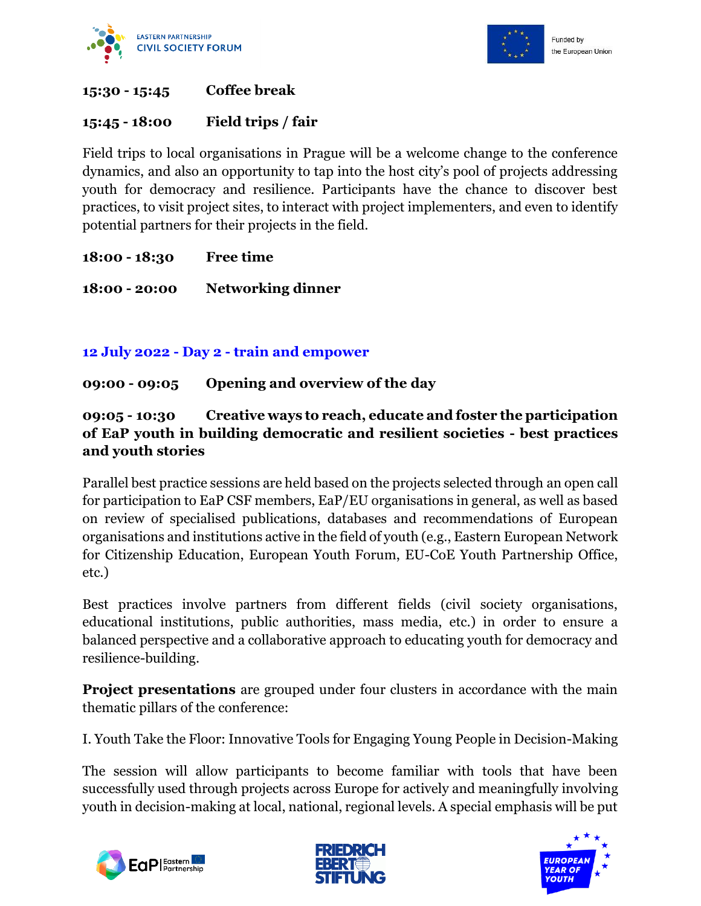**15:30 - 15:45 Coffee break**

**15:45 - 18:00 Field trips / fair**

Field trips to local organisations in Prague will be a welcome change to the conference dynamics, and also an opportunity to tap into the host city's pool of projects addressing youth for democracy and resilience. Participants have the chance to discover best practices, to visit project sites, to interact with project implementers, and even to identify potential partners for their projects in the field.

**18:00 - 18:30 Free time**

**18:00 - 20:00 Networking dinner**

## 12 July 2022 - Day 2 - train and empower

**09:00 - 09:05 Opening and overview of the day**

**09:05 - 10:30 Creative ways to reach, educate and foster the participation of EaP youth in building democratic and resilient societies - best practices and youth stories**

Parallel best practice sessions are held based on the projects selected through an open call for participation to EaP CSF members, EaP/EU organisations in general, as well as based on review of specialised publications, databases and recommendations of European organisations and institutions active in the field of youth (e.g., Eastern European Network for Citizenship Education, European Youth Forum, EU-CoE Youth Partnership Office, etc.)

Best practices involve partners from different fields (civil society organisations, educational institutions, public authorities, mass media, etc.) in order to ensure a balanced perspective and a collaborative approach to educating youth for democracy and resilience-building.

**Project presentations** are grouped under four clusters in accordance with the main thematic pillars of the conference:

I. Youth Take the Floor: Innovative Tools for Engaging Young People in Decision-Making

The session will allow participants to become familiar with tools that have been successfully used through projects across Europe for actively and meaningfully involving youth in decision-making at local, national, regional levels. A special emphasis will be put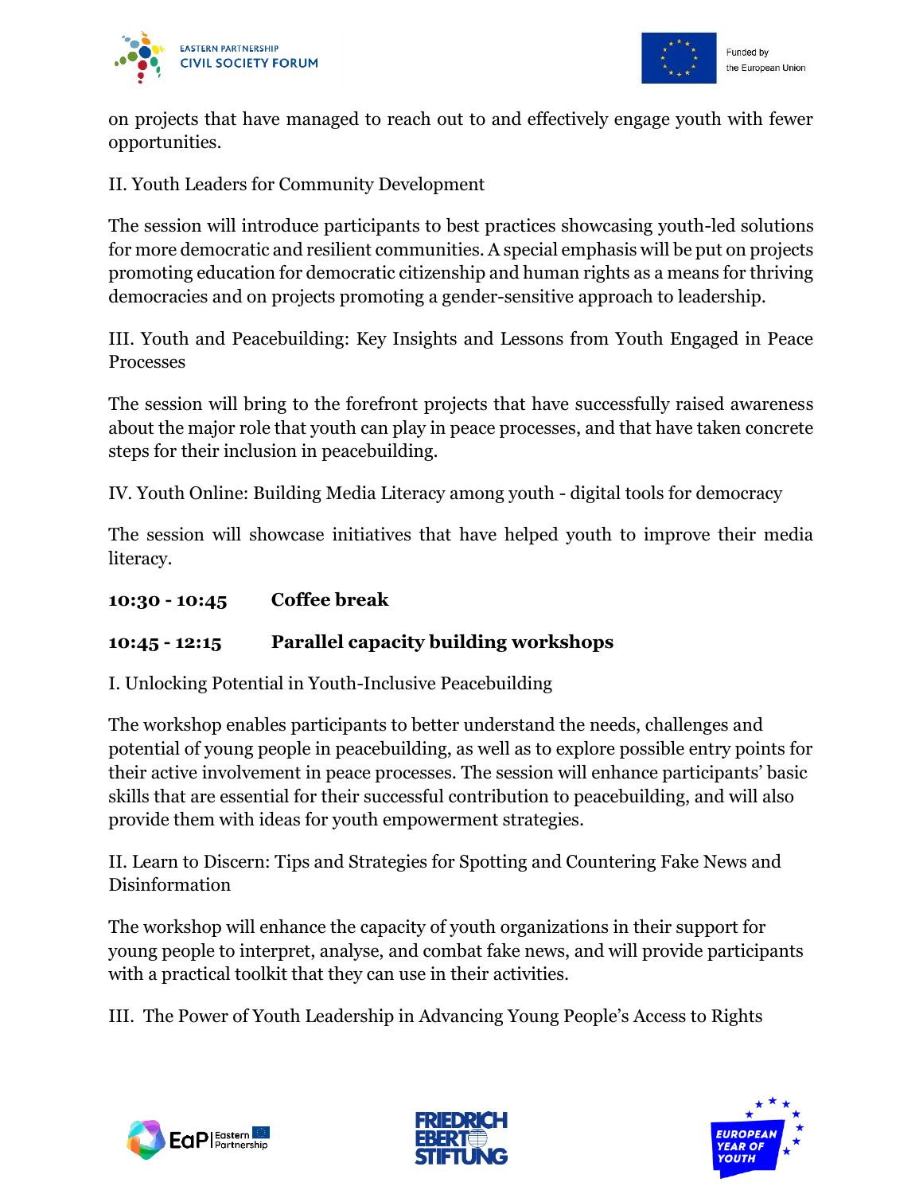on projects that have managed to reach out to and effectively engage youth with fewer opportunities.

II. Youth Leaders for Community Development

The session will introduce participants to best practices showcasing youth-led solutions for more democratic and resilient communities. A special emphasis will be put on projects promoting education for democratic citizenship and human rights as a means for thriving democracies and on projects promoting a gender-sensitive approach to leadership.

III. Youth and Peacebuilding: Key Insights and Lessons from Youth Engaged in Peace Processes

The session will bring to the forefront projects that have successfully raised awareness about the major role that youth can play in peace processes, and that have taken concrete steps for their inclusion in peacebuilding.

IV. Youth Online: Building Media Literacy among youth - digital tools for democracy

The session will showcase initiatives that have helped youth to improve their media literacy.

**10:30 - 10:45 Coffee break**

**10:45 - 12:15 Parallel capacity building workshops**

I. Unlocking Potential in Youth-Inclusive Peacebuilding

The workshop enables participants to better understand the needs, challenges and potential of young people in peacebuilding, as well as to explore possible entry points for their active involvement in peace processes. The session will enhance participants' basic skills that are essential for their successful contribution to peacebuilding, and will also provide them with ideas for youth empowerment strategies.

II. Learn to Discern: Tips and Strategies for Spotting and Countering Fake News and Disinformation

The workshop will enhance the capacity of youth organizations in their support for young people to interpret, analyse, and combat fake news, and will provide participants with a practical toolkit that they can use in their activities.

III. The Power of Youth Leadership in Advancing Young People's Access to Rights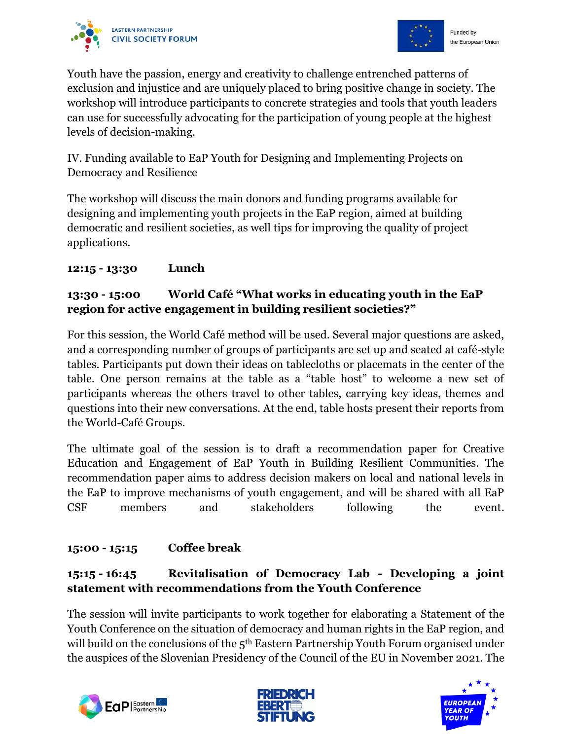Youth have the passion, energy and creativity to challenge entrenched patterns of exclusion and injustice and are uniquely placed to bring positive change in society. The workshop will introduce participants to concrete strategies and tools that youth leaders can use for successfully advocating for the participation of young people at the highest levels of decision-making.

IV. Funding available to EaP Youth for Designing and Implementing Projects on Democracy and Resilience

The workshop will discuss the main donors and funding programs available for designing and implementing youth projects in the EaP region, aimed at building democratic and resilient societies, as well tips for improving the quality of project applications.

**12:15 - 13:30 Lunch**

**13:30 - 15:00 World Café "What works in educating youth in the EaP region for active engagement in building resilient societies?"**

For this session, the World Café method will be used. Several major questions are asked, and a corresponding number of groups of participants are set up and seated at café-style tables. Participants put down their ideas on tablecloths or placemats in the center of the table. One person remains at the table as a "table host" to welcome a new set of participants whereas the others travel to other tables, carrying key ideas, themes and questions into their new conversations. At the end, table hosts present their reports from the World-Café Groups.

The ultimate goal of the session is to draft a recommendation paper for Creative Education and Engagement of EaP Youth in Building Resilient Communities. The recommendation paper aims to address decision makers on local and national levels in the EaP to improve mechanisms of youth engagement, and will be shared with all EaP CSF members and stakeholders following the event.

**15:00 - 15:15 Coffee break**

**15:15 - 16:45 Revitalisation of Democracy Lab - Developing a joint statement with recommendations from the Youth Conference**

The session will invite participants to work together for elaborating a Statement of the Youth Conference on the situation of democracy and human rights in the EaP region, and will build on the conclusions of the 5th Eastern Partnership Youth Forum organised under the auspices of the Slovenian Presidency of the Council of the EU in November 2021. The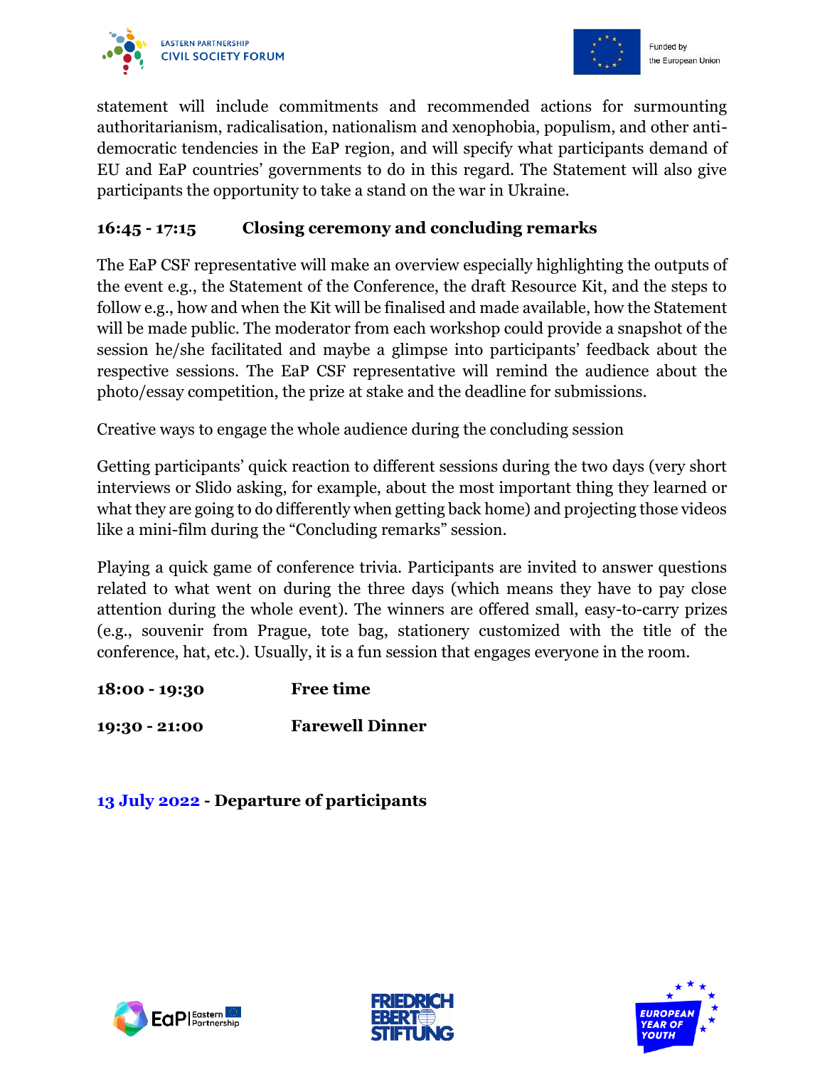statement will include commitments and recommended actions for surmounting authoritarianism, radicalisation, nationalism and xenophobia, populism, and other anti-democratic tendencies in the EaP region, and will specify what participants demand of EU and EaP countries' governments to do in this regard. The Statement will also give participants the opportunity to take a stand on the war in Ukraine.

**16:45 - 17:15 Closing ceremony and concluding remarks**

The EaP CSF representative will make an overview especially highlighting the outputs of the event e.g., the Statement of the Conference, the draft Resource Kit, and the steps to follow e.g., how and when the Kit will be finalised and made available, how the Statement will be made public. The moderator from each workshop could provide a snapshot of the session he/she facilitated and maybe a glimpse into participants' feedback about the respective sessions. The EaP CSF representative will remind the audience about the photo/essay competition, the prize at stake and the deadline for submissions.

Creative ways to engage the whole audience during the concluding session

Getting participants' quick reaction to different sessions during the two days (very short interviews or Slido asking, for example, about the most important thing they learned or what they are going to do differently when getting back home) and projecting those videos like a mini-film during the "Concluding remarks" session.

Playing a quick game of conference trivia. Participants are invited to answer questions related to what went on during the three days (which means they have to pay close attention during the whole event). The winners are offered small, easy-to-carry prizes (e.g., souvenir from Prague, tote bag, stationery customized with the title of the conference, hat, etc.). Usually, it is a fun session that engages everyone in the room.

**18:00 - 19:30 Free time**

**19:30 - 21:00 Farewell Dinner**

**13 July 2022 - Departure of participants**